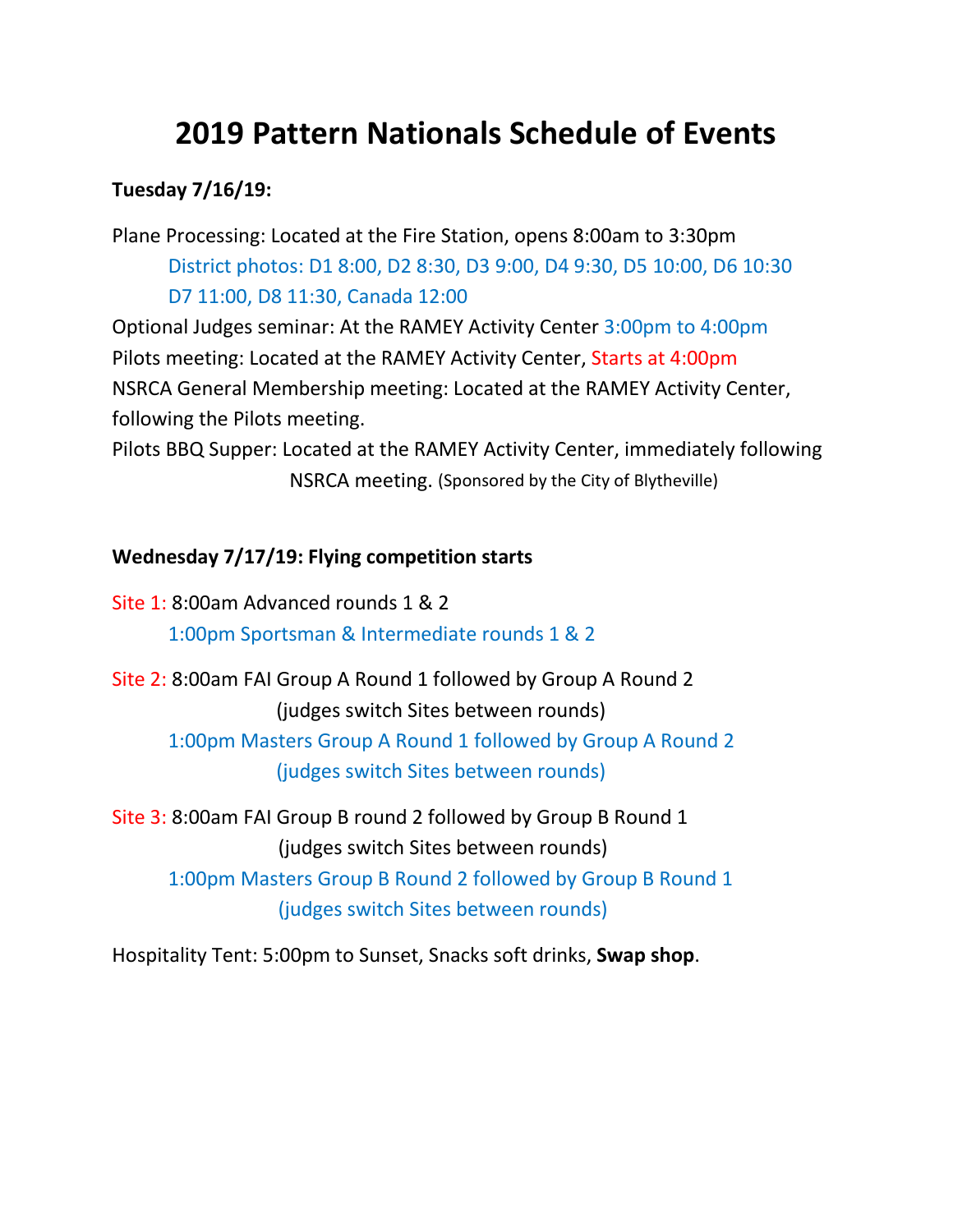# 2019 Pattern Nationals Schedule of Events

**Tuesday 7/16/19:**

Plane Processing: Located at the Fire Station, opens 8:00am to 3:30pm
District photos: D1 8:00, D2 8:30, D3 9:00, D4 9:30, D5 10:00, D6 10:30
D7 11:00, D8 11:30, Canada 12:00

Optional Judges seminar: At the RAMEY Activity Center 3:00pm to 4:00pm
Pilots meeting: Located at the RAMEY Activity Center, Starts at 4:00pm
NSRCA General Membership meeting: Located at the RAMEY Activity Center, following the Pilots meeting.
Pilots BBQ Supper: Located at the RAMEY Activity Center, immediately following NSRCA meeting. (Sponsored by the City of Blytheville)

**Wednesday 7/17/19: Flying competition starts**

Site 1: 8:00am Advanced rounds 1 & 2
1:00pm Sportsman & Intermediate rounds 1 & 2

Site 2: 8:00am FAI Group A Round 1 followed by Group A Round 2
(judges switch Sites between rounds)
1:00pm Masters Group A Round 1 followed by Group A Round 2
(judges switch Sites between rounds)

Site 3: 8:00am FAI Group B round 2 followed by Group B Round 1
(judges switch Sites between rounds)
1:00pm Masters Group B Round 2 followed by Group B Round 1
(judges switch Sites between rounds)

Hospitality Tent: 5:00pm to Sunset, Snacks soft drinks, **Swap shop**.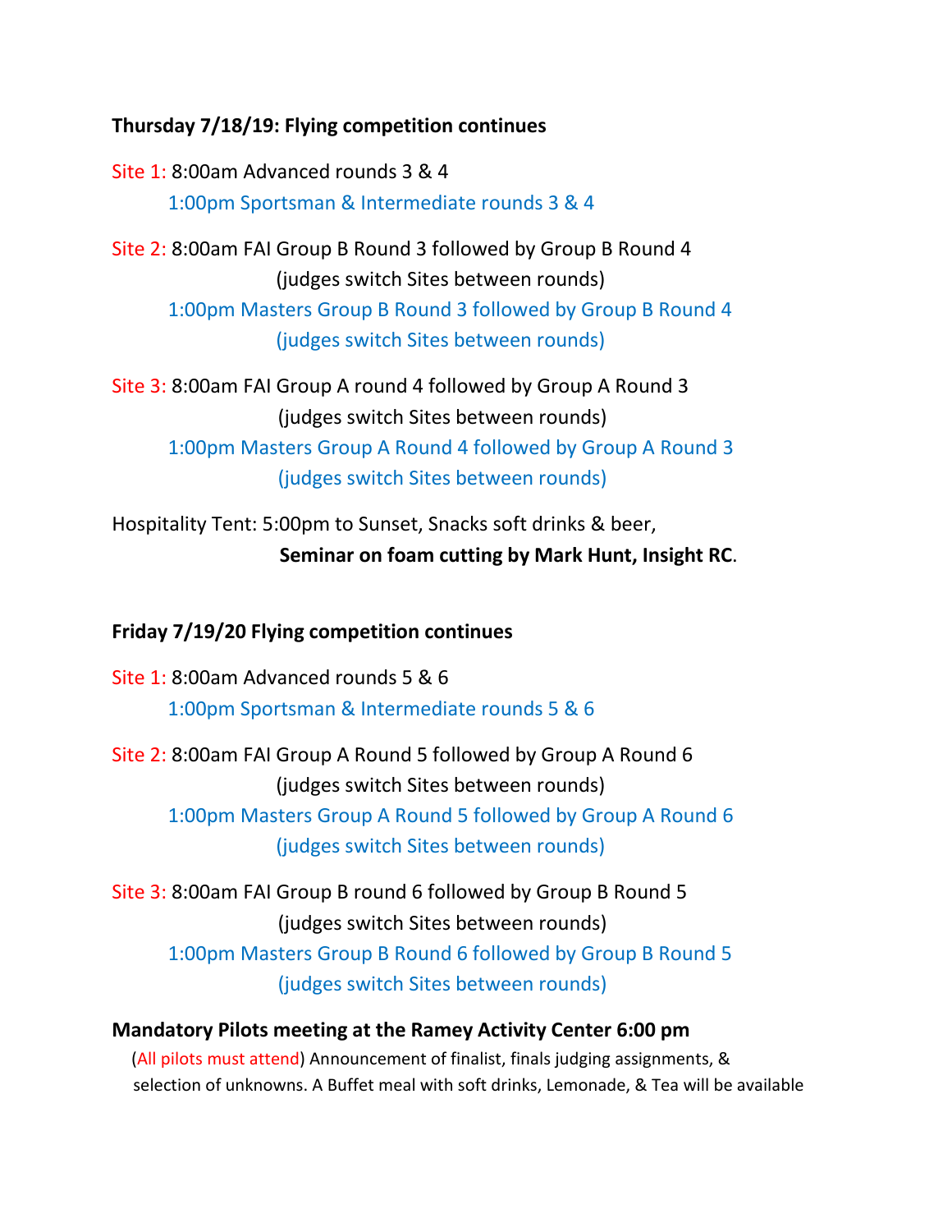**Thursday 7/18/19: Flying competition continues**

Site 1: 8:00am Advanced rounds 3 & 4
1:00pm Sportsman & Intermediate rounds 3 & 4

Site 2: 8:00am FAI Group B Round 3 followed by Group B Round 4
(judges switch Sites between rounds)
1:00pm Masters Group B Round 3 followed by Group B Round 4
(judges switch Sites between rounds)

Site 3: 8:00am FAI Group A round 4 followed by Group A Round 3
(judges switch Sites between rounds)
1:00pm Masters Group A Round 4 followed by Group A Round 3
(judges switch Sites between rounds)

Hospitality Tent: 5:00pm to Sunset, Snacks soft drinks & beer,
**Seminar on foam cutting by Mark Hunt, Insight RC**.

**Friday 7/19/20 Flying competition continues**

Site 1: 8:00am Advanced rounds 5 & 6
1:00pm Sportsman & Intermediate rounds 5 & 6

Site 2: 8:00am FAI Group A Round 5 followed by Group A Round 6
(judges switch Sites between rounds)
1:00pm Masters Group A Round 5 followed by Group A Round 6
(judges switch Sites between rounds)

Site 3: 8:00am FAI Group B round 6 followed by Group B Round 5
(judges switch Sites between rounds)
1:00pm Masters Group B Round 6 followed by Group B Round 5
(judges switch Sites between rounds)

**Mandatory Pilots meeting at the Ramey Activity Center 6:00 pm**
(All pilots must attend) Announcement of finalist, finals judging assignments, & selection of unknowns. A Buffet meal with soft drinks, Lemonade, & Tea will be available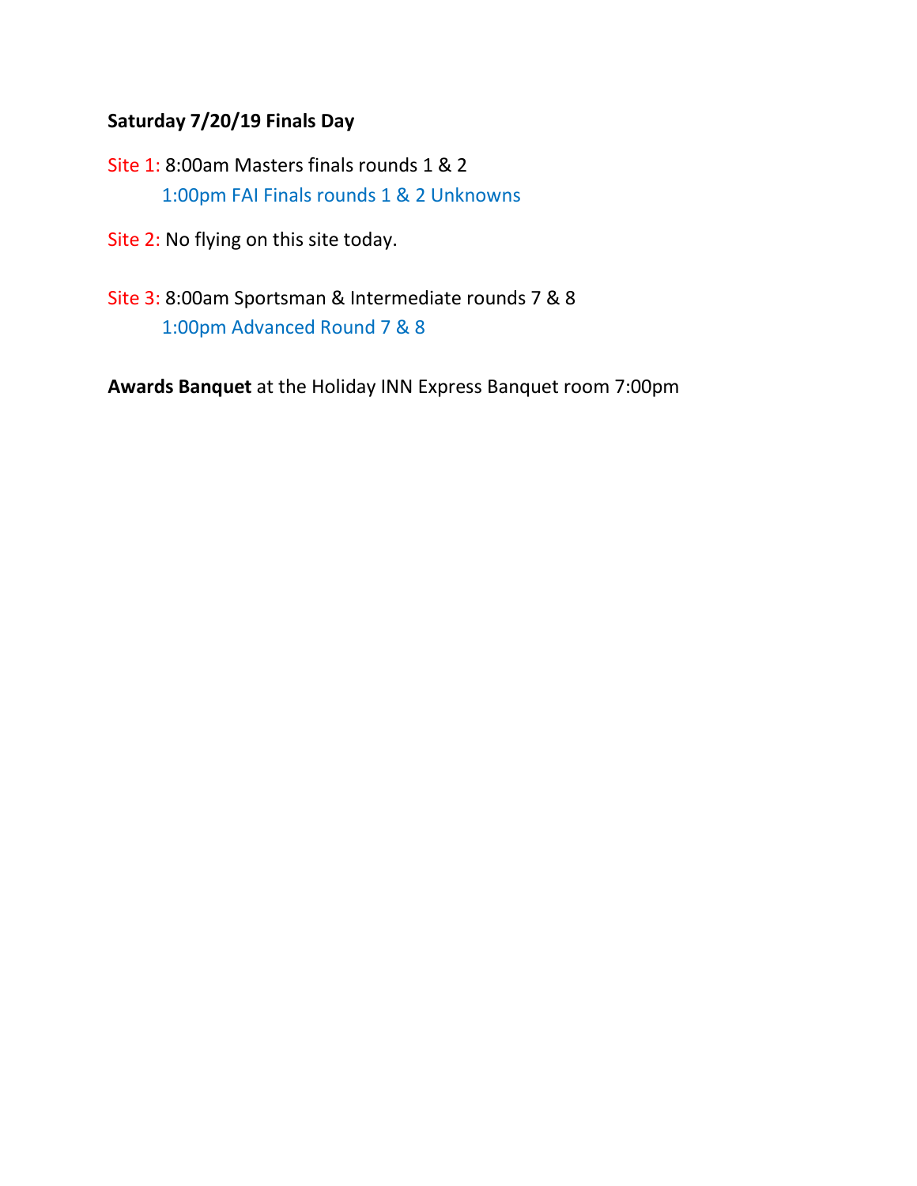**Saturday 7/20/19 Finals Day**

Site 1: 8:00am Masters finals rounds 1 & 2
1:00pm FAI Finals rounds 1 & 2 Unknowns

Site 2: No flying on this site today.

Site 3: 8:00am Sportsman & Intermediate rounds 7 & 8
1:00pm Advanced Round 7 & 8

**Awards Banquet** at the Holiday INN Express Banquet room 7:00pm